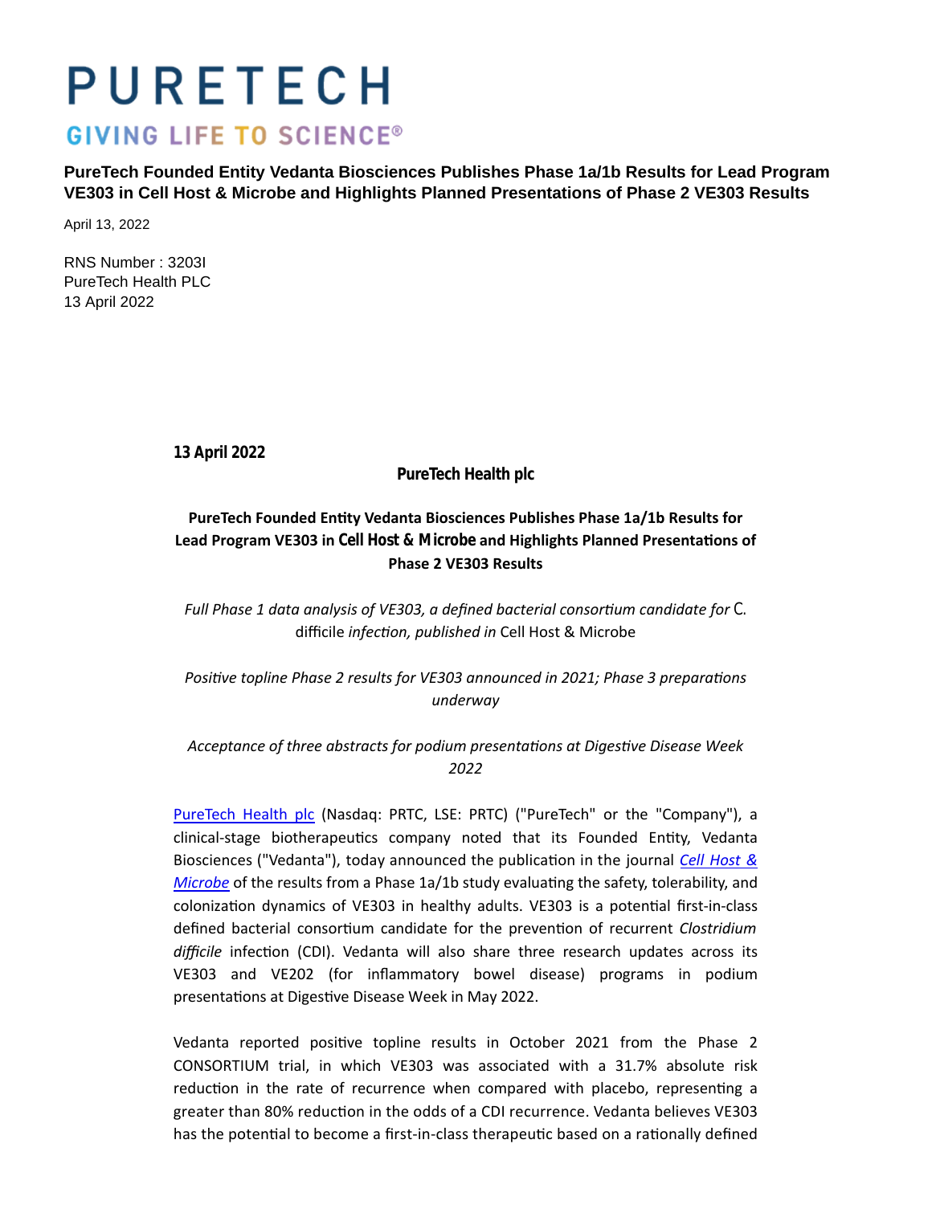# PURETECH

GIVING LIFE TO SCIENCE®

**PureTech Founded Entity Vedanta Biosciences Publishes Phase 1a/1b Results for Lead Program VE303 in Cell Host & Microbe and Highlights Planned Presentations of Phase 2 VE303 Results**

April 13, 2022

RNS Number : 3203I
PureTech Health PLC
13 April 2022

**13 April 2022**

**PureTech Health plc**

**PureTech Founded Entity Vedanta Biosciences Publishes Phase 1a/1b Results for Lead Program VE303 in *Cell Host & Microbe* and Highlights Planned Presentations of Phase 2 VE303 Results**

*Full Phase 1 data analysis of VE303, a defined bacterial consortium candidate for* C. difficile *infection, published in* Cell Host & Microbe

*Positive topline Phase 2 results for VE303 announced in 2021; Phase 3 preparations underway*

*Acceptance of three abstracts for podium presentations at Digestive Disease Week 2022*

PureTech Health plc (Nasdaq: PRTC, LSE: PRTC) ("PureTech" or the "Company"), a clinical-stage biotherapeutics company noted that its Founded Entity, Vedanta Biosciences ("Vedanta"), today announced the publication in the journal *Cell Host & Microbe* of the results from a Phase 1a/1b study evaluating the safety, tolerability, and colonization dynamics of VE303 in healthy adults. VE303 is a potential first-in-class defined bacterial consortium candidate for the prevention of recurrent *Clostridium difficile* infection (CDI). Vedanta will also share three research updates across its VE303 and VE202 (for inflammatory bowel disease) programs in podium presentations at Digestive Disease Week in May 2022.

Vedanta reported positive topline results in October 2021 from the Phase 2 CONSORTIUM trial, in which VE303 was associated with a 31.7% absolute risk reduction in the rate of recurrence when compared with placebo, representing a greater than 80% reduction in the odds of a CDI recurrence. Vedanta believes VE303 has the potential to become a first-in-class therapeutic based on a rationally defined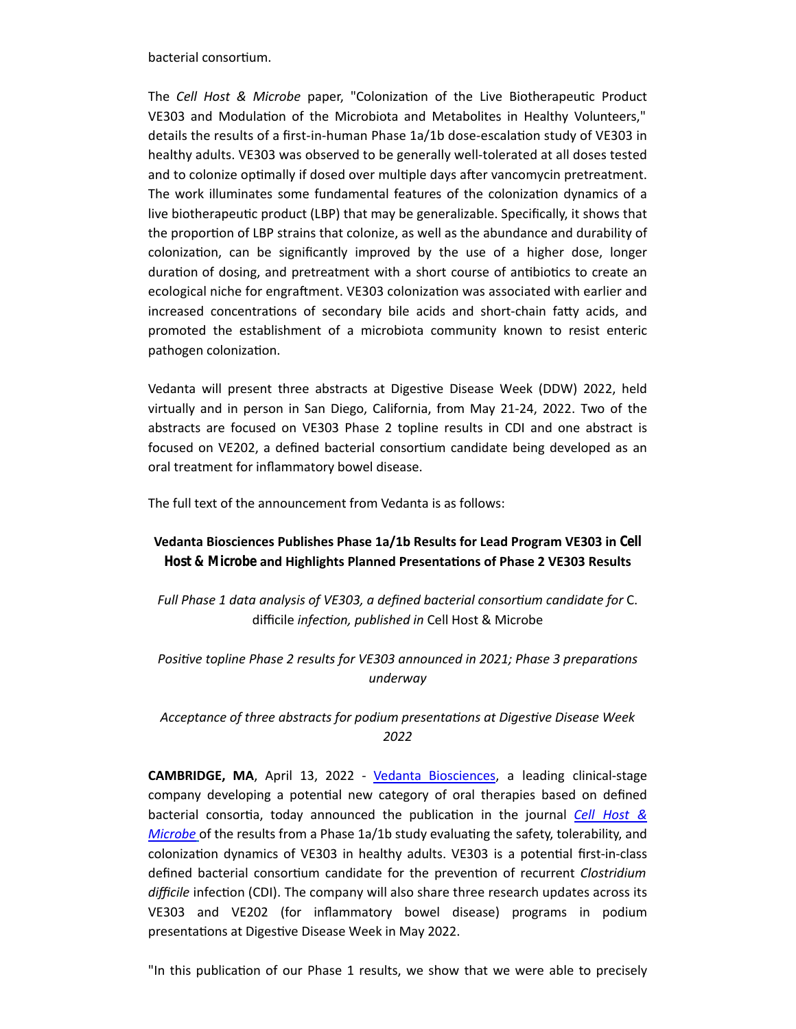bacterial consortium.

The *Cell Host & Microbe* paper, "Colonization of the Live Biotherapeutic Product VE303 and Modulation of the Microbiota and Metabolites in Healthy Volunteers," details the results of a first-in-human Phase 1a/1b dose-escalation study of VE303 in healthy adults. VE303 was observed to be generally well-tolerated at all doses tested and to colonize optimally if dosed over multiple days after vancomycin pretreatment. The work illuminates some fundamental features of the colonization dynamics of a live biotherapeutic product (LBP) that may be generalizable. Specifically, it shows that the proportion of LBP strains that colonize, as well as the abundance and durability of colonization, can be significantly improved by the use of a higher dose, longer duration of dosing, and pretreatment with a short course of antibiotics to create an ecological niche for engraftment. VE303 colonization was associated with earlier and increased concentrations of secondary bile acids and short-chain fatty acids, and promoted the establishment of a microbiota community known to resist enteric pathogen colonization.

Vedanta will present three abstracts at Digestive Disease Week (DDW) 2022, held virtually and in person in San Diego, California, from May 21-24, 2022. Two of the abstracts are focused on VE303 Phase 2 topline results in CDI and one abstract is focused on VE202, a defined bacterial consortium candidate being developed as an oral treatment for inflammatory bowel disease.

The full text of the announcement from Vedanta is as follows:

**Vedanta Biosciences Publishes Phase 1a/1b Results for Lead Program VE303 in *Cell Host & Microbe* and Highlights Planned Presentations of Phase 2 VE303 Results**

*Full Phase 1 data analysis of VE303, a defined bacterial consortium candidate for* C. difficile *infection, published in* Cell Host & Microbe

*Positive topline Phase 2 results for VE303 announced in 2021; Phase 3 preparations underway*

*Acceptance of three abstracts for podium presentations at Digestive Disease Week 2022*

**CAMBRIDGE, MA**, April 13, 2022 - Vedanta Biosciences, a leading clinical-stage company developing a potential new category of oral therapies based on defined bacterial consortia, today announced the publication in the journal *Cell Host & Microbe* of the results from a Phase 1a/1b study evaluating the safety, tolerability, and colonization dynamics of VE303 in healthy adults. VE303 is a potential first-in-class defined bacterial consortium candidate for the prevention of recurrent *Clostridium difficile* infection (CDI). The company will also share three research updates across its VE303 and VE202 (for inflammatory bowel disease) programs in podium presentations at Digestive Disease Week in May 2022.

"In this publication of our Phase 1 results, we show that we were able to precisely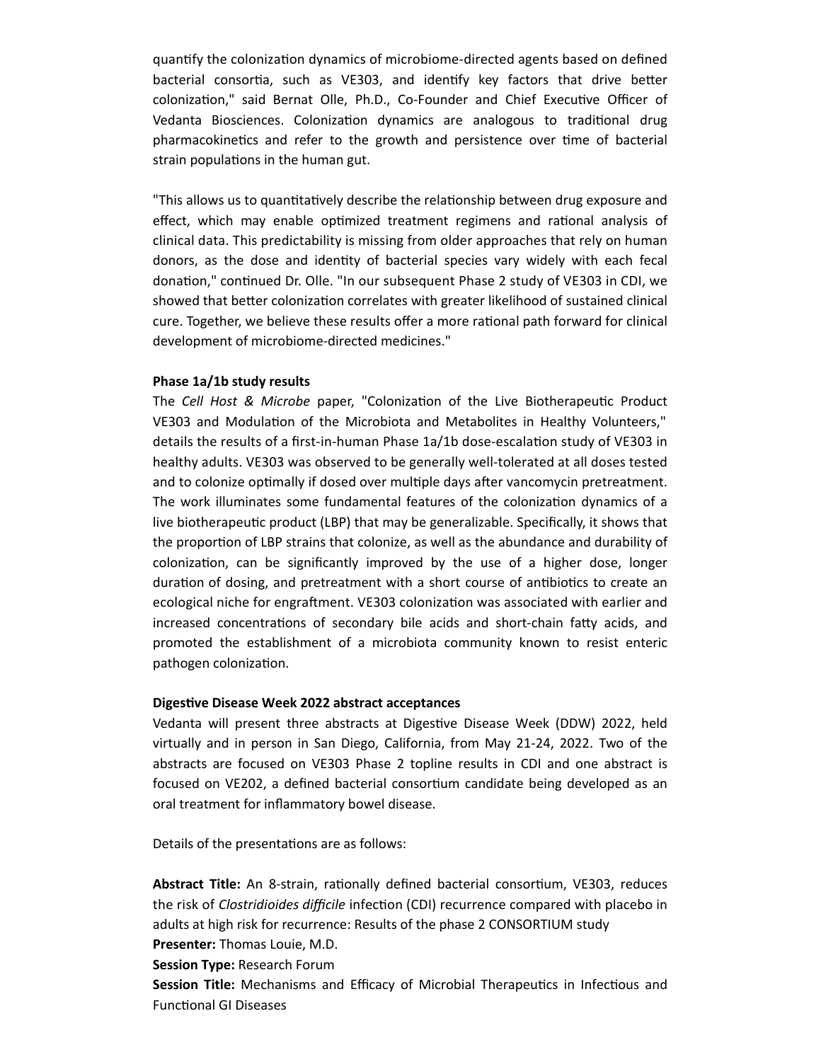quantify the colonization dynamics of microbiome-directed agents based on defined bacterial consortia, such as VE303, and identify key factors that drive better colonization," said Bernat Olle, Ph.D., Co-Founder and Chief Executive Officer of Vedanta Biosciences. Colonization dynamics are analogous to traditional drug pharmacokinetics and refer to the growth and persistence over time of bacterial strain populations in the human gut.

"This allows us to quantitatively describe the relationship between drug exposure and effect, which may enable optimized treatment regimens and rational analysis of clinical data. This predictability is missing from older approaches that rely on human donors, as the dose and identity of bacterial species vary widely with each fecal donation," continued Dr. Olle. "In our subsequent Phase 2 study of VE303 in CDI, we showed that better colonization correlates with greater likelihood of sustained clinical cure. Together, we believe these results offer a more rational path forward for clinical development of microbiome-directed medicines."

**Phase 1a/1b study results**

The *Cell Host & Microbe* paper, "Colonization of the Live Biotherapeutic Product VE303 and Modulation of the Microbiota and Metabolites in Healthy Volunteers," details the results of a first-in-human Phase 1a/1b dose-escalation study of VE303 in healthy adults. VE303 was observed to be generally well-tolerated at all doses tested and to colonize optimally if dosed over multiple days after vancomycin pretreatment. The work illuminates some fundamental features of the colonization dynamics of a live biotherapeutic product (LBP) that may be generalizable. Specifically, it shows that the proportion of LBP strains that colonize, as well as the abundance and durability of colonization, can be significantly improved by the use of a higher dose, longer duration of dosing, and pretreatment with a short course of antibiotics to create an ecological niche for engraftment. VE303 colonization was associated with earlier and increased concentrations of secondary bile acids and short-chain fatty acids, and promoted the establishment of a microbiota community known to resist enteric pathogen colonization.

**Digestive Disease Week 2022 abstract acceptances**

Vedanta will present three abstracts at Digestive Disease Week (DDW) 2022, held virtually and in person in San Diego, California, from May 21-24, 2022. Two of the abstracts are focused on VE303 Phase 2 topline results in CDI and one abstract is focused on VE202, a defined bacterial consortium candidate being developed as an oral treatment for inflammatory bowel disease.

Details of the presentations are as follows:

**Abstract Title:** An 8-strain, rationally defined bacterial consortium, VE303, reduces the risk of *Clostridioides difficile* infection (CDI) recurrence compared with placebo in adults at high risk for recurrence: Results of the phase 2 CONSORTIUM study
**Presenter:** Thomas Louie, M.D.
**Session Type:** Research Forum
**Session Title:** Mechanisms and Efficacy of Microbial Therapeutics in Infectious and Functional GI Diseases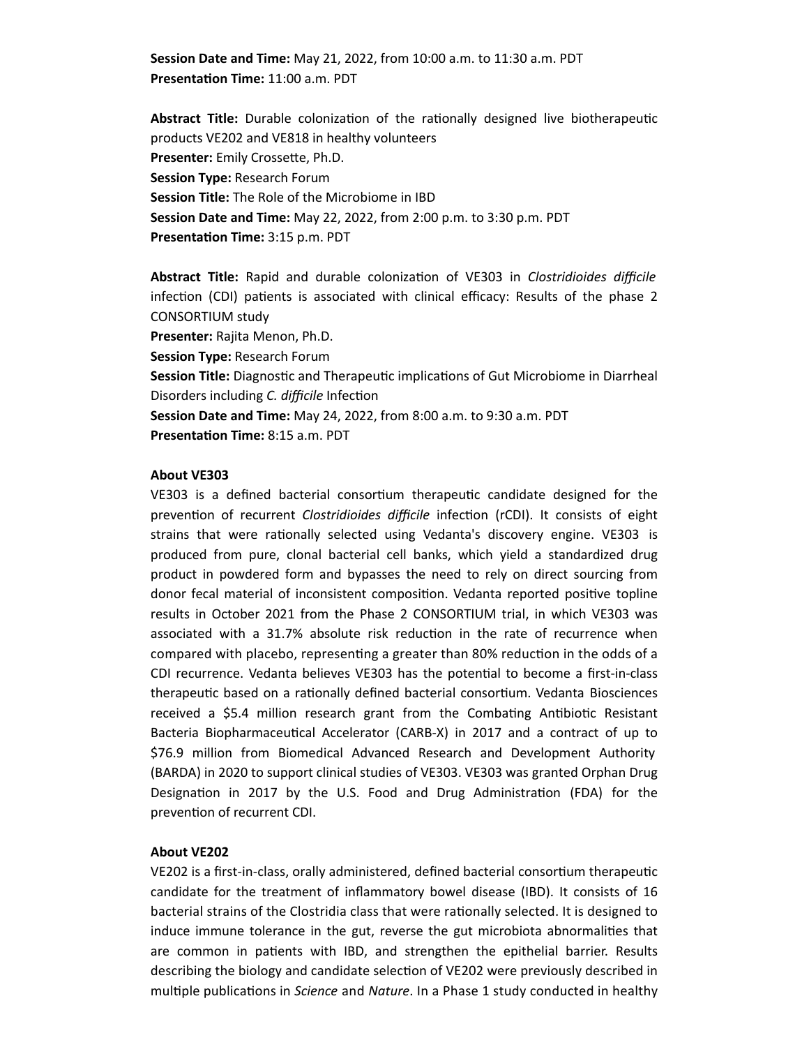**Session Date and Time:** May 21, 2022, from 10:00 a.m. to 11:30 a.m. PDT
**Presentation Time:** 11:00 a.m. PDT

**Abstract Title:** Durable colonization of the rationally designed live biotherapeutic products VE202 and VE818 in healthy volunteers
**Presenter:** Emily Crossette, Ph.D.
**Session Type:** Research Forum
**Session Title:** The Role of the Microbiome in IBD
**Session Date and Time:** May 22, 2022, from 2:00 p.m. to 3:30 p.m. PDT
**Presentation Time:** 3:15 p.m. PDT

**Abstract Title:** Rapid and durable colonization of VE303 in *Clostridioides difficile* infection (CDI) patients is associated with clinical efficacy: Results of the phase 2 CONSORTIUM study
**Presenter:** Rajita Menon, Ph.D.
**Session Type:** Research Forum
**Session Title:** Diagnostic and Therapeutic implications of Gut Microbiome in Diarrheal Disorders including *C. difficile* Infection
**Session Date and Time:** May 24, 2022, from 8:00 a.m. to 9:30 a.m. PDT
**Presentation Time:** 8:15 a.m. PDT

**About VE303**

VE303 is a defined bacterial consortium therapeutic candidate designed for the prevention of recurrent *Clostridioides difficile* infection (rCDI). It consists of eight strains that were rationally selected using Vedanta's discovery engine. VE303 is produced from pure, clonal bacterial cell banks, which yield a standardized drug product in powdered form and bypasses the need to rely on direct sourcing from donor fecal material of inconsistent composition. Vedanta reported positive topline results in October 2021 from the Phase 2 CONSORTIUM trial, in which VE303 was associated with a 31.7% absolute risk reduction in the rate of recurrence when compared with placebo, representing a greater than 80% reduction in the odds of a CDI recurrence. Vedanta believes VE303 has the potential to become a first-in-class therapeutic based on a rationally defined bacterial consortium. Vedanta Biosciences received a $5.4 million research grant from the Combating Antibiotic Resistant Bacteria Biopharmaceutical Accelerator (CARB-X) in 2017 and a contract of up to $76.9 million from Biomedical Advanced Research and Development Authority (BARDA) in 2020 to support clinical studies of VE303. VE303 was granted Orphan Drug Designation in 2017 by the U.S. Food and Drug Administration (FDA) for the prevention of recurrent CDI.

**About VE202**

VE202 is a first-in-class, orally administered, defined bacterial consortium therapeutic candidate for the treatment of inflammatory bowel disease (IBD). It consists of 16 bacterial strains of the Clostridia class that were rationally selected. It is designed to induce immune tolerance in the gut, reverse the gut microbiota abnormalities that are common in patients with IBD, and strengthen the epithelial barrier. Results describing the biology and candidate selection of VE202 were previously described in multiple publications in *Science* and *Nature*. In a Phase 1 study conducted in healthy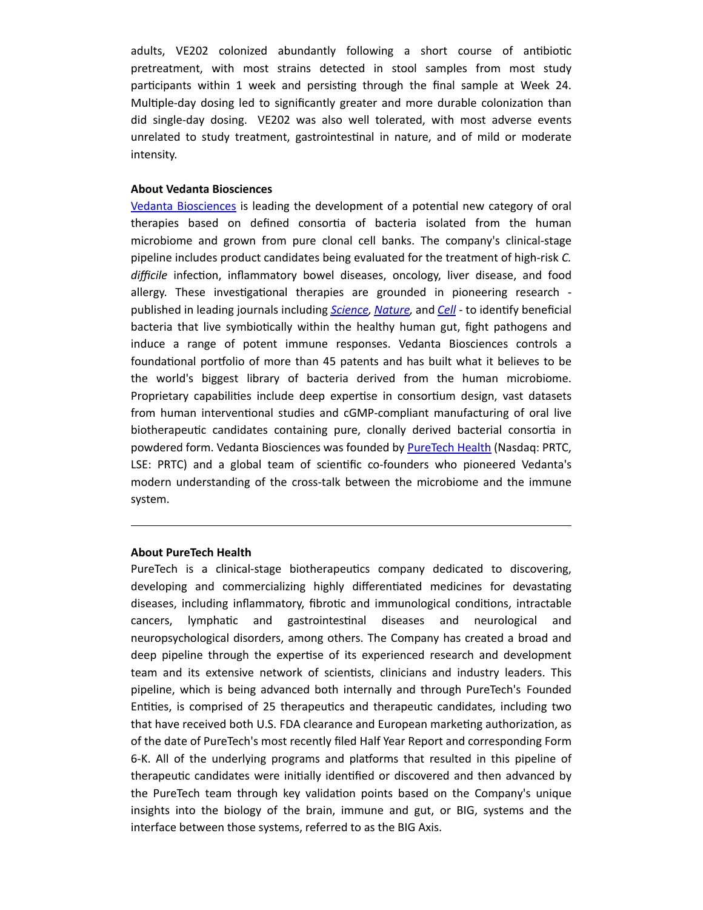adults, VE202 colonized abundantly following a short course of antibiotic pretreatment, with most strains detected in stool samples from most study participants within 1 week and persisting through the final sample at Week 24. Multiple-day dosing led to significantly greater and more durable colonization than did single-day dosing.  VE202 was also well tolerated, with most adverse events unrelated to study treatment, gastrointestinal in nature, and of mild or moderate intensity.

**About Vedanta Biosciences**

Vedanta Biosciences is leading the development of a potential new category of oral therapies based on defined consortia of bacteria isolated from the human microbiome and grown from pure clonal cell banks. The company's clinical-stage pipeline includes product candidates being evaluated for the treatment of high-risk *C. difficile* infection, inflammatory bowel diseases, oncology, liver disease, and food allergy. These investigational therapies are grounded in pioneering research - published in leading journals including *Science*, *Nature*, and *Cell* - to identify beneficial bacteria that live symbiotically within the healthy human gut, fight pathogens and induce a range of potent immune responses. Vedanta Biosciences controls a foundational portfolio of more than 45 patents and has built what it believes to be the world's biggest library of bacteria derived from the human microbiome. Proprietary capabilities include deep expertise in consortium design, vast datasets from human interventional studies and cGMP-compliant manufacturing of oral live biotherapeutic candidates containing pure, clonally derived bacterial consortia in powdered form. Vedanta Biosciences was founded by PureTech Health (Nasdaq: PRTC, LSE: PRTC) and a global team of scientific co-founders who pioneered Vedanta's modern understanding of the cross-talk between the microbiome and the immune system.

---

**About PureTech Health**

PureTech is a clinical-stage biotherapeutics company dedicated to discovering, developing and commercializing highly differentiated medicines for devastating diseases, including inflammatory, fibrotic and immunological conditions, intractable cancers, lymphatic and gastrointestinal diseases and neurological and neuropsychological disorders, among others. The Company has created a broad and deep pipeline through the expertise of its experienced research and development team and its extensive network of scientists, clinicians and industry leaders. This pipeline, which is being advanced both internally and through PureTech's Founded Entities, is comprised of 25 therapeutics and therapeutic candidates, including two that have received both U.S. FDA clearance and European marketing authorization, as of the date of PureTech's most recently filed Half Year Report and corresponding Form 6-K. All of the underlying programs and platforms that resulted in this pipeline of therapeutic candidates were initially identified or discovered and then advanced by the PureTech team through key validation points based on the Company's unique insights into the biology of the brain, immune and gut, or BIG, systems and the interface between those systems, referred to as the BIG Axis.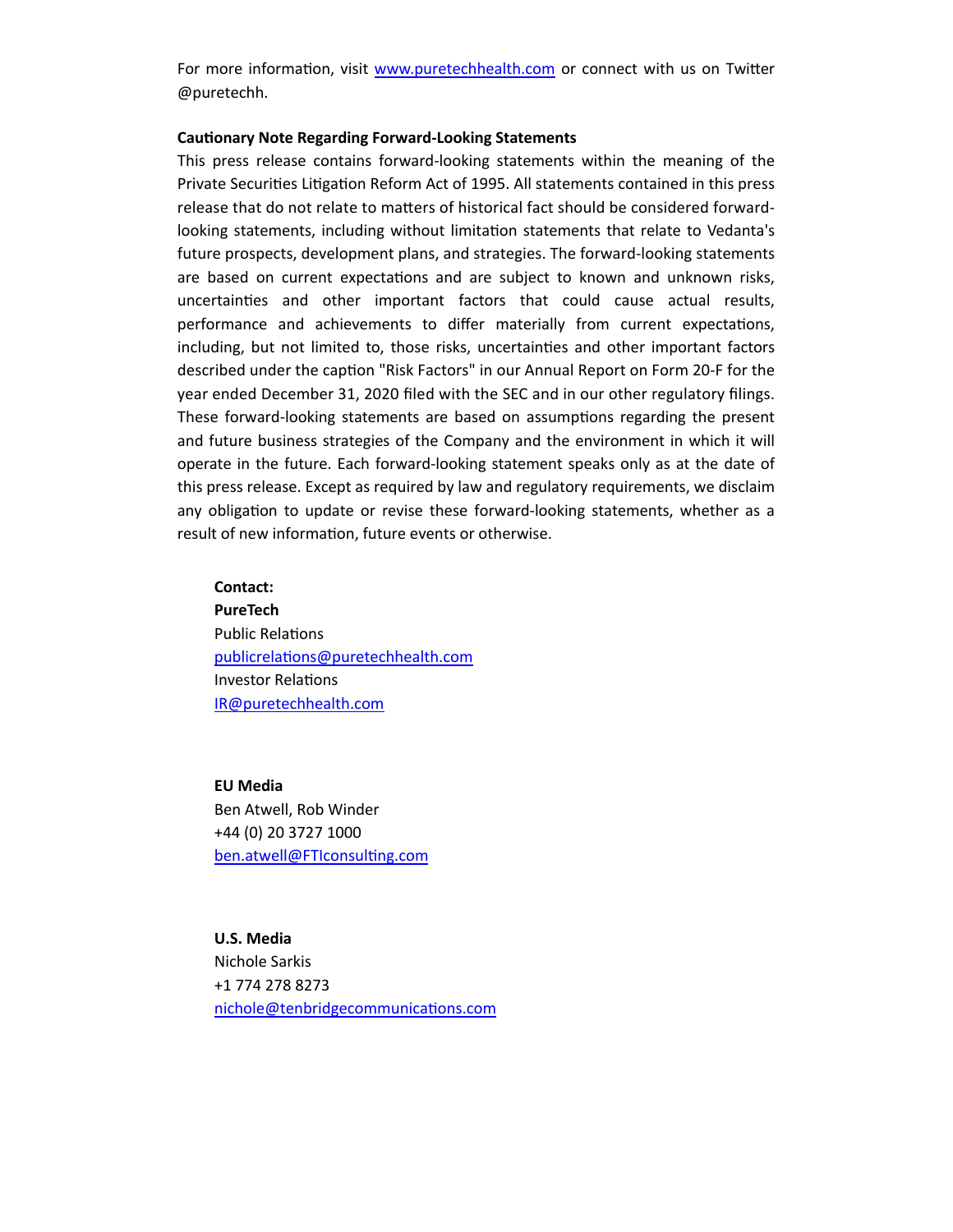For more information, visit [www.puretechhealth.com](http://www.puretechhealth.com) or connect with us on Twitter @puretechh.

**Cautionary Note Regarding Forward-Looking Statements**

This press release contains forward-looking statements within the meaning of the Private Securities Litigation Reform Act of 1995. All statements contained in this press release that do not relate to matters of historical fact should be considered forward-looking statements, including without limitation statements that relate to Vedanta's future prospects, development plans, and strategies. The forward-looking statements are based on current expectations and are subject to known and unknown risks, uncertainties and other important factors that could cause actual results, performance and achievements to differ materially from current expectations, including, but not limited to, those risks, uncertainties and other important factors described under the caption "Risk Factors" in our Annual Report on Form 20-F for the year ended December 31, 2020 filed with the SEC and in our other regulatory filings. These forward-looking statements are based on assumptions regarding the present and future business strategies of the Company and the environment in which it will operate in the future. Each forward-looking statement speaks only as at the date of this press release. Except as required by law and regulatory requirements, we disclaim any obligation to update or revise these forward-looking statements, whether as a result of new information, future events or otherwise.

**Contact:**
**PureTech**
Public Relations
[publicrelations@puretechhealth.com](mailto:publicrelations@puretechhealth.com)
Investor Relations
[IR@puretechhealth.com](mailto:IR@puretechhealth.com)

**EU Media**
Ben Atwell, Rob Winder
+44 (0) 20 3727 1000
[ben.atwell@FTIconsulting.com](mailto:ben.atwell@FTIconsulting.com)

**U.S. Media**
Nichole Sarkis
+1 774 278 8273
[nichole@tenbridgecommunications.com](mailto:nichole@tenbridgecommunications.com)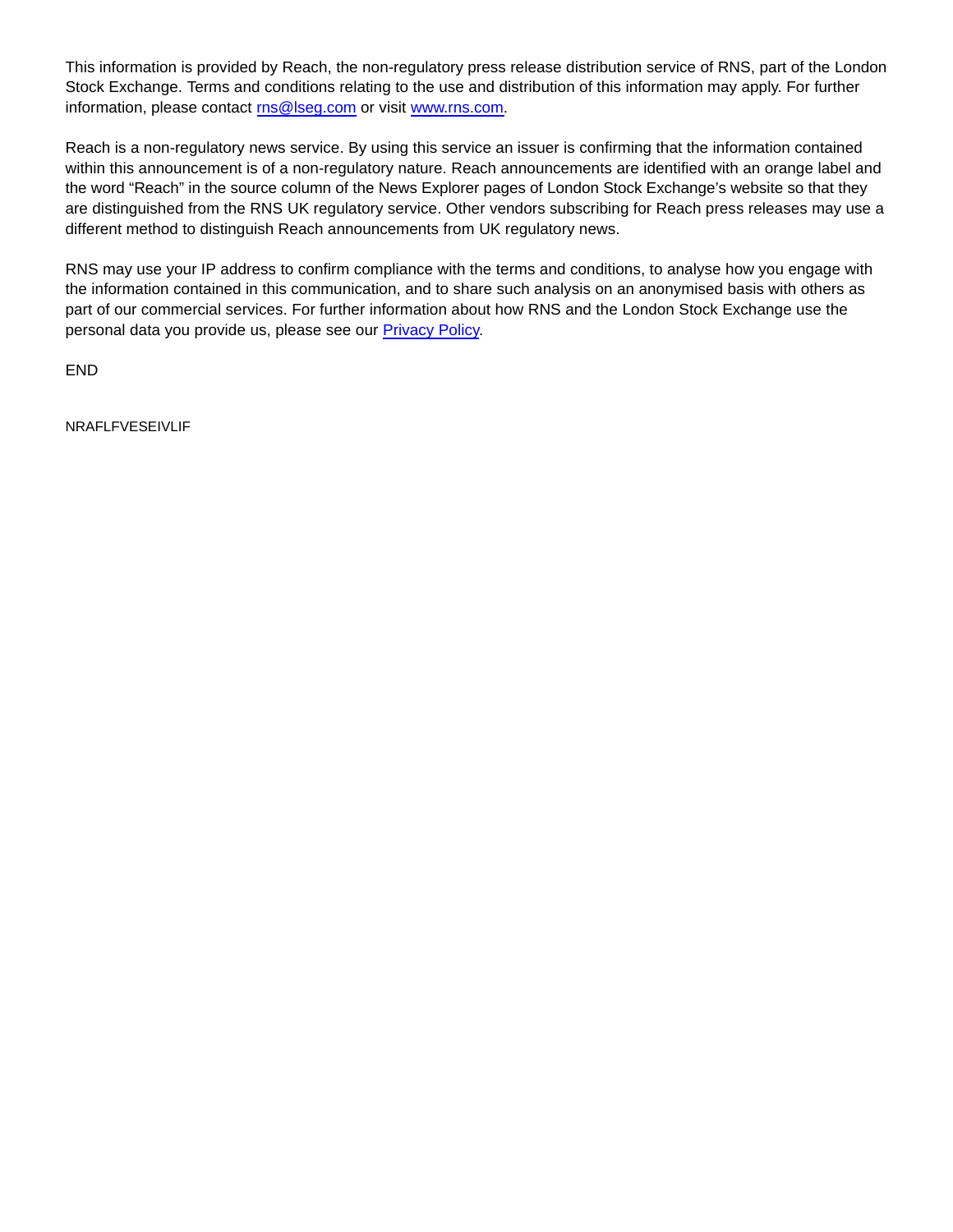This information is provided by Reach, the non-regulatory press release distribution service of RNS, part of the London Stock Exchange. Terms and conditions relating to the use and distribution of this information may apply. For further information, please contact rns@lseg.com or visit www.rns.com.

Reach is a non-regulatory news service. By using this service an issuer is confirming that the information contained within this announcement is of a non-regulatory nature. Reach announcements are identified with an orange label and the word “Reach” in the source column of the News Explorer pages of London Stock Exchange’s website so that they are distinguished from the RNS UK regulatory service. Other vendors subscribing for Reach press releases may use a different method to distinguish Reach announcements from UK regulatory news.

RNS may use your IP address to confirm compliance with the terms and conditions, to analyse how you engage with the information contained in this communication, and to share such analysis on an anonymised basis with others as part of our commercial services. For further information about how RNS and the London Stock Exchange use the personal data you provide us, please see our Privacy Policy.

END

NRAFLFVESEIVLIF